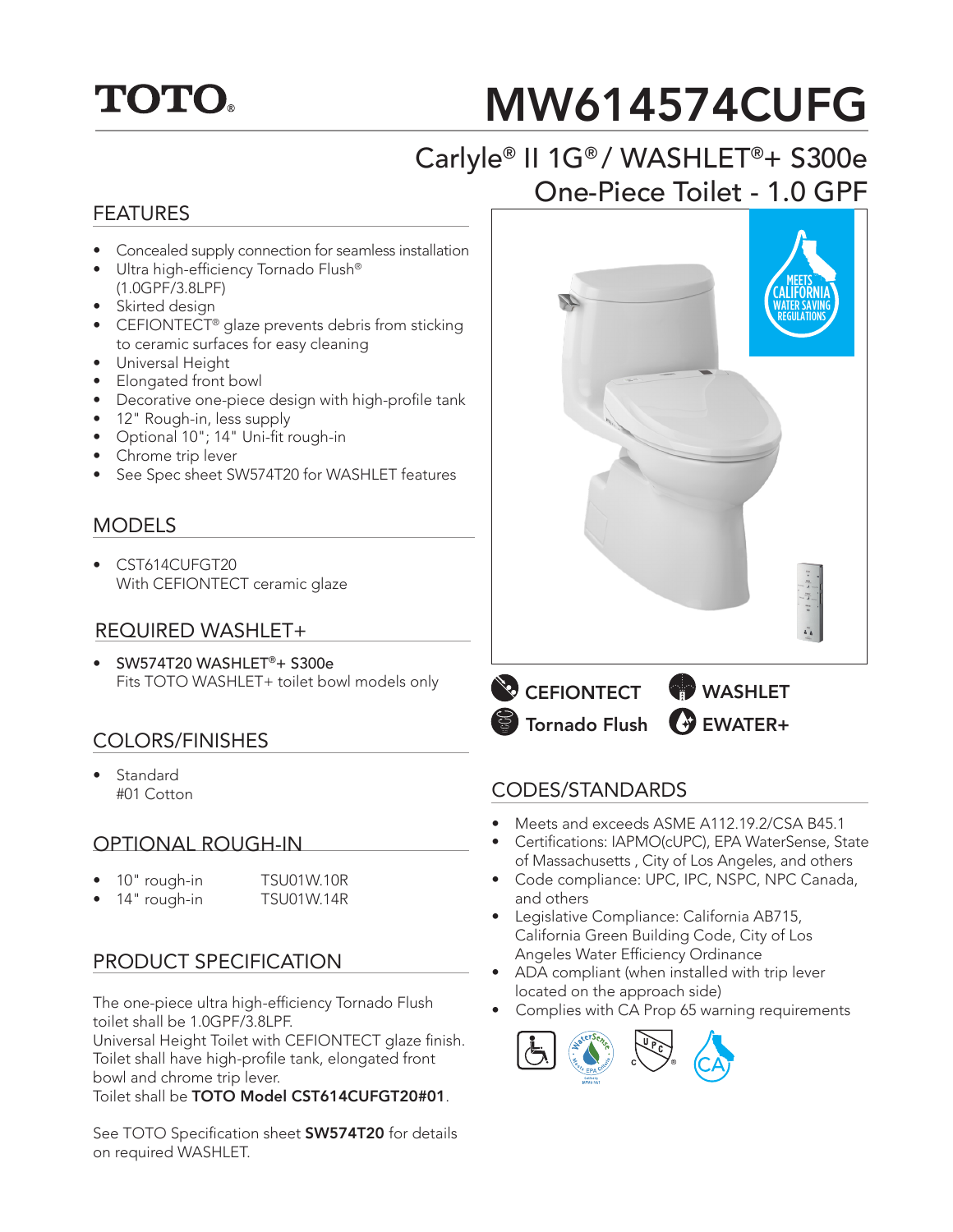# TOTO®

# MW614574CUFG

## Carlyle® II 1G® / WASHLET®+ S300e One-Piece Toilet - 1.0 GPF

## FEATURES

- Concealed supply connection for seamless installation
- Ultra high-efficiency Tornado Flush® (1.0GPF/3.8LPF)
- Skirted design
- CEFIONTECT® glaze prevents debris from sticking to ceramic surfaces for easy cleaning
- Universal Height
- Elongated front bowl
- Decorative one-piece design with high-profile tank
- 12" Rough-in, less supply
- Optional 10"; 14" Uni-fit rough-in
- Chrome trip lever
- See Spec sheet SW574T20 for WASHLET features

## MODELS

- CST614CUFGT20
  With CEFIONTECT ceramic glaze

## REQUIRED WASHLET+

- **SW574T20 WASHLET®+ S300e**
  Fits TOTO WASHLET+ toilet bowl models only

## COLORS/FINISHES

- Standard
  #01 Cotton

## OPTIONAL ROUGH-IN

| | |
|---|---|
| 10" rough-in | TSU01W.10R |
| 14" rough-in | TSU01W.14R |

## PRODUCT SPECIFICATION

The one-piece ultra high-efficiency Tornado Flush toilet shall be 1.0GPF/3.8LPF.
Universal Height Toilet with CEFIONTECT glaze finish. Toilet shall have high-profile tank, elongated front bowl and chrome trip lever.
Toilet shall be **TOTO Model CST614CUFGT20#01**.

See TOTO Specification sheet **SW574T20** for details on required WASHLET.

MEETS CALIFORNIA WATER SAVING REGULATIONS

CEFIONTECT | WASHLET | Tornado Flush | EWATER+

## CODES/STANDARDS

- Meets and exceeds ASME A112.19.2/CSA B45.1
- Certifications: IAPMO(cUPC), EPA WaterSense, State of Massachusetts , City of Los Angeles, and others
- Code compliance: UPC, IPC, NSPC, NPC Canada, and others
- Legislative Compliance: California AB715, California Green Building Code, City of Los Angeles Water Efficiency Ordinance
- ADA compliant (when installed with trip lever located on the approach side)
- Complies with CA Prop 65 warning requirements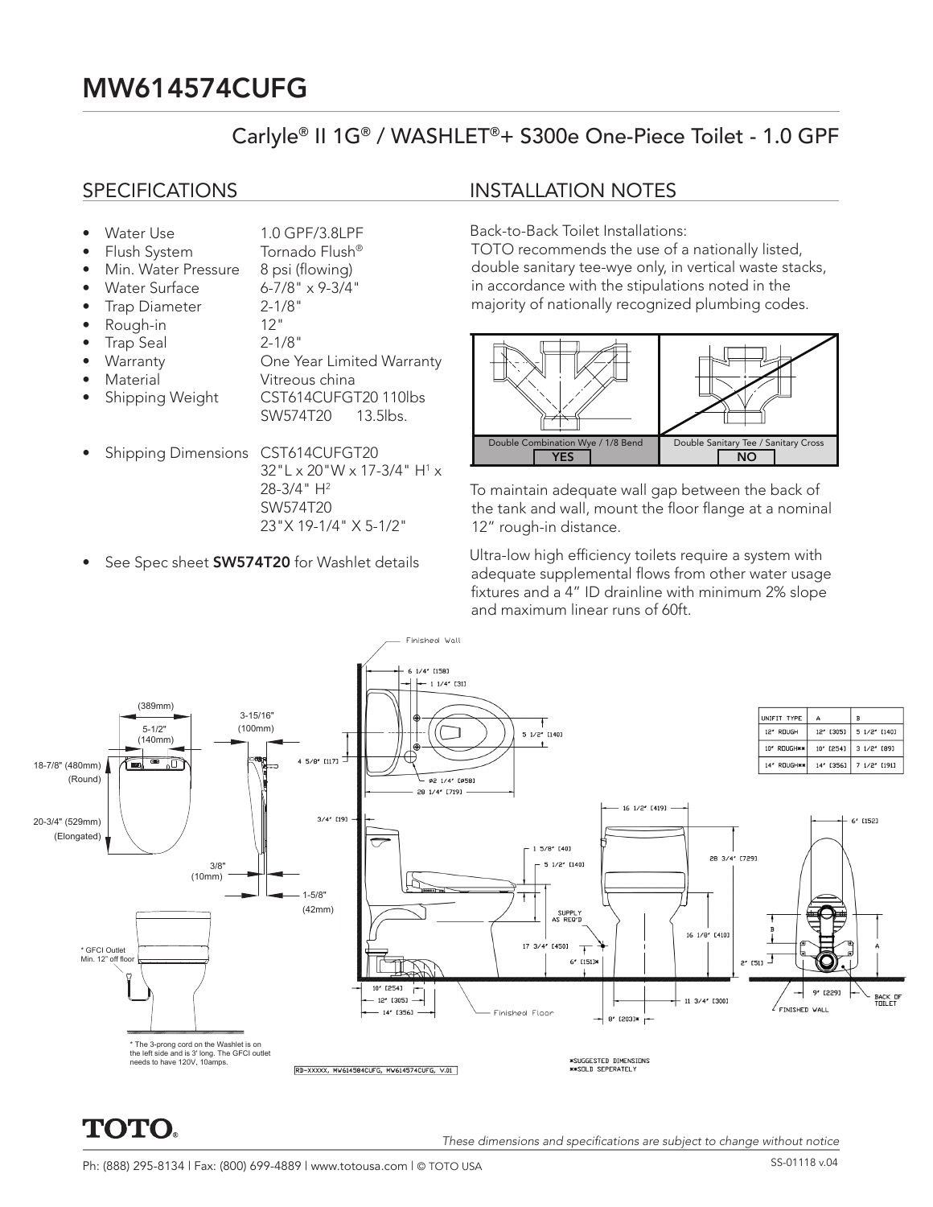# MW614574CUFG

## Carlyle® II 1G® / WASHLET®+ S300e One-Piece Toilet - 1.0 GPF

## SPECIFICATIONS

- Water Use — 1.0 GPF/3.8LPF
- Flush System — Tornado Flush®
- Min. Water Pressure — 8 psi (flowing)
- Water Surface — 6-7/8" x 9-3/4"
- Trap Diameter — 2-1/8"
- Rough-in — 12"
- Trap Seal — 2-1/8"
- Warranty — One Year Limited Warranty
- Material — Vitreous china
- Shipping Weight — CST614CUFGT20 110lbs; SW574T20 13.5lbs.
- Shipping Dimensions — CST614CUFGT20 32"L x 20"W x 17-3/4" H[1] x 28-3/4" H[2]; SW574T20 23"X 19-1/4" X 5-1/2"
- See Spec sheet **SW574T20** for Washlet details

## INSTALLATION NOTES

Back-to-Back Toilet Installations:
TOTO recommends the use of a nationally listed, double sanitary tee-wye only, in vertical waste stacks, in accordance with the stipulations noted in the majority of nationally recognized plumbing codes.

Double Combination Wye / 1/8 Bend — YES

Double Sanitary Tee / Sanitary Cross — NO

To maintain adequate wall gap between the back of the tank and wall, mount the floor flange at a nominal 12" rough-in distance.

Ultra-low high efficiency toilets require a system with adequate supplemental flows from other water usage fixtures and a 4" ID drainline with minimum 2% slope and maximum linear runs of 60ft.

| UNIFIT TYPE | A | B |
|---|---|---|
| 12" ROUGH | 12" [305] | 5 1/2" [140] |
| 10" ROUGH** | 10" [254] | 3 1/2" [89] |
| 14" ROUGH** | 14" [356] | 7 1/2" [191] |

Finished Wall

6 1/4" [158]

1 1/4" [31]

5 1/2" [140]

4 5/8" [117]

Ø2 1/4" [Ø58]

28 1/4" [719]

16 1/2" [419]

6" [152]

3/4" [19]

1 5/8" [40]

5 1/2" [140]

28 3/4" [729]

SUPPLY AS REQ'D

16 1/8" [410]

17 3/4" [450]

6" [151]*

2" [51]

10" [254]

12" [305]

14" [356]

Finished Floor

8" [203]*

11 3/4" [300]

9" [229]

BACK OF TOILET

FINISHED WALL

(389mm)

5-1/2" (140mm)

3-15/16" (100mm)

18-7/8" (480mm) (Round)

20-3/4" (529mm) (Elongated)

3/8" (10mm)

1-5/8" (42mm)

\* GFCI Outlet Min. 12" off floor

\* The 3-prong cord on the Washlet is on the left side and is 3' long. The GFCI outlet needs to have 120V, 10amps.

RD-XXXXX, MW614584CUFG, MW614574CUFG, V.01

*SUGGESTED DIMENSIONS
**SOLD SEPERATELY

*These dimensions and specifications are subject to change without notice*

Ph: (888) 295-8134 | Fax: (800) 699-4889 | www.totousa.com | © TOTO USA

SS-01118 v.04